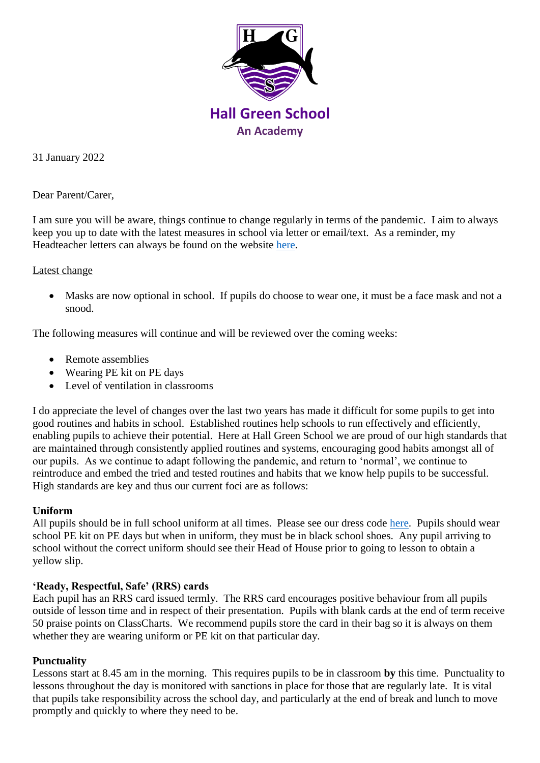**Hall Green School**
**An Academy**

31 January 2022

Dear Parent/Carer,

I am sure you will be aware, things continue to change regularly in terms of the pandemic. I aim to always keep you up to date with the latest measures in school via letter or email/text. As a reminder, my Headteacher letters can always be found on the website here.

Latest change

- Masks are now optional in school. If pupils do choose to wear one, it must be a face mask and not a snood.

The following measures will continue and will be reviewed over the coming weeks:

- Remote assemblies
- Wearing PE kit on PE days
- Level of ventilation in classrooms

I do appreciate the level of changes over the last two years has made it difficult for some pupils to get into good routines and habits in school. Established routines help schools to run effectively and efficiently, enabling pupils to achieve their potential. Here at Hall Green School we are proud of our high standards that are maintained through consistently applied routines and systems, encouraging good habits amongst all of our pupils. As we continue to adapt following the pandemic, and return to 'normal', we continue to reintroduce and embed the tried and tested routines and habits that we know help pupils to be successful. High standards are key and thus our current foci are as follows:

**Uniform**
All pupils should be in full school uniform at all times. Please see our dress code here. Pupils should wear school PE kit on PE days but when in uniform, they must be in black school shoes. Any pupil arriving to school without the correct uniform should see their Head of House prior to going to lesson to obtain a yellow slip.

**'Ready, Respectful, Safe' (RRS) cards**
Each pupil has an RRS card issued termly. The RRS card encourages positive behaviour from all pupils outside of lesson time and in respect of their presentation. Pupils with blank cards at the end of term receive 50 praise points on ClassCharts. We recommend pupils store the card in their bag so it is always on them whether they are wearing uniform or PE kit on that particular day.

**Punctuality**
Lessons start at 8.45 am in the morning. This requires pupils to be in classroom **by** this time. Punctuality to lessons throughout the day is monitored with sanctions in place for those that are regularly late. It is vital that pupils take responsibility across the school day, and particularly at the end of break and lunch to move promptly and quickly to where they need to be.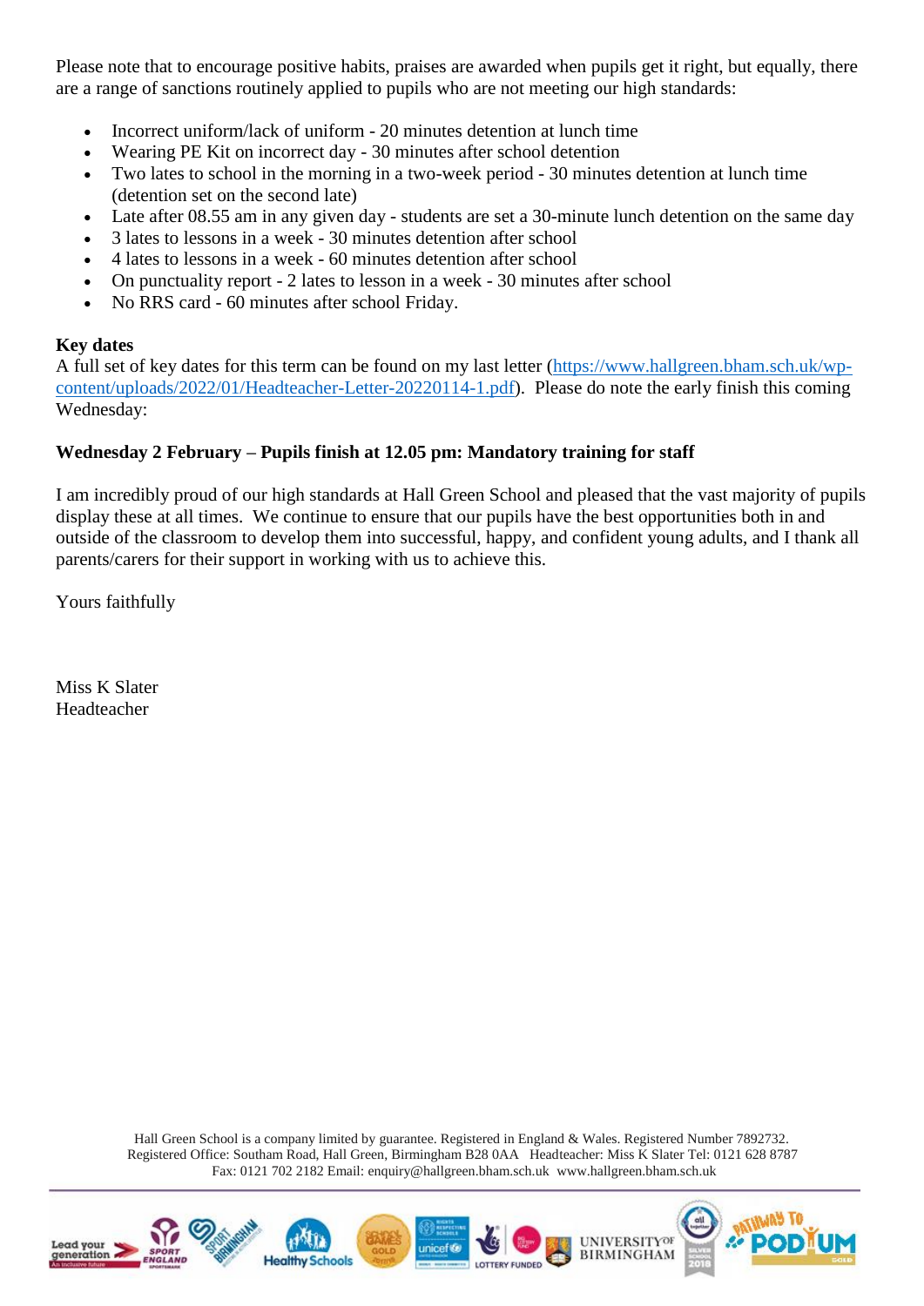Please note that to encourage positive habits, praises are awarded when pupils get it right, but equally, there are a range of sanctions routinely applied to pupils who are not meeting our high standards:

- Incorrect uniform/lack of uniform - 20 minutes detention at lunch time
- Wearing PE Kit on incorrect day - 30 minutes after school detention
- Two lates to school in the morning in a two-week period - 30 minutes detention at lunch time (detention set on the second late)
- Late after 08.55 am in any given day - students are set a 30-minute lunch detention on the same day
- 3 lates to lessons in a week - 30 minutes detention after school
- 4 lates to lessons in a week - 60 minutes detention after school
- On punctuality report - 2 lates to lesson in a week - 30 minutes after school
- No RRS card - 60 minutes after school Friday.

**Key dates**

A full set of key dates for this term can be found on my last letter (https://www.hallgreen.bham.sch.uk/wp-content/uploads/2022/01/Headteacher-Letter-20220114-1.pdf). Please do note the early finish this coming Wednesday:

**Wednesday 2 February – Pupils finish at 12.05 pm: Mandatory training for staff**

I am incredibly proud of our high standards at Hall Green School and pleased that the vast majority of pupils display these at all times. We continue to ensure that our pupils have the best opportunities both in and outside of the classroom to develop them into successful, happy, and confident young adults, and I thank all parents/carers for their support in working with us to achieve this.

Yours faithfully

Miss K Slater
Headteacher

Hall Green School is a company limited by guarantee. Registered in England & Wales. Registered Number 7892732. Registered Office: Southam Road, Hall Green, Birmingham B28 0AA Headteacher: Miss K Slater Tel: 0121 628 8787 Fax: 0121 702 2182 Email: enquiry@hallgreen.bham.sch.uk www.hallgreen.bham.sch.uk